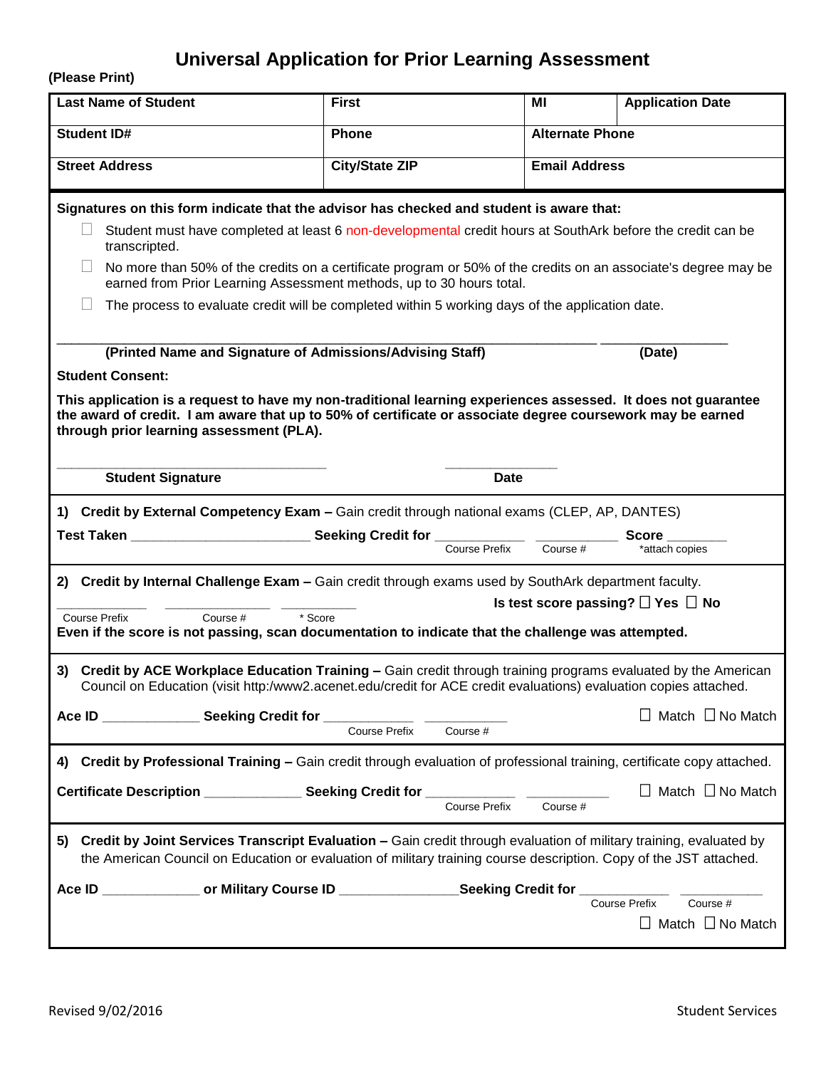# Universal Application for Prior Learning Assessment

**(Please Print)**

| **Last Name of Student** | **First** | **MI** | **Application Date** |
|---|---|---|---|
| **Student ID#** | **Phone** | **Alternate Phone** | |
| **Street Address** | **City/State ZIP** | **Email Address** | |

**Signatures on this form indicate that the advisor has checked and student is aware that:**

- ☐ Student must have completed at least 6 non-developmental credit hours at SouthArk before the credit can be transcripted.
- ☐ No more than 50% of the credits on a certificate program or 50% of the credits on an associate's degree may be earned from Prior Learning Assessment methods, up to 30 hours total.
- ☐ The process to evaluate credit will be completed within 5 working days of the application date.

\_\_\_\_\_\_\_\_\_\_\_\_\_\_\_\_\_\_\_\_\_\_\_\_\_\_\_\_\_\_\_\_\_\_\_\_\_\_\_\_\_\_\_\_\_\_\_\_\_\_\_\_\_\_\_\_\_\_ \_\_\_\_\_\_\_\_\_\_\_\_\_\_\_\_
**(Printed Name and Signature of Admissions/Advising Staff)** **(Date)**

**Student Consent:**

**This application is a request to have my non-traditional learning experiences assessed. It does not guarantee the award of credit. I am aware that up to 50% of certificate or associate degree coursework may be earned through prior learning assessment (PLA).**

\_\_\_\_\_\_\_\_\_\_\_\_\_\_\_\_\_\_\_\_\_\_\_\_\_\_\_\_\_\_\_\_ \_\_\_\_\_\_\_\_\_\_\_\_\_\_
**Student Signature** **Date**

---

**1) Credit by External Competency Exam –** Gain credit through national exams (CLEP, AP, DANTES)

**Test Taken** \_\_\_\_\_\_\_\_\_\_\_\_\_\_\_\_\_\_\_\_\_\_ **Seeking Credit for** \_\_\_\_\_\_\_\_\_\_\_ \_\_\_\_\_\_\_\_\_\_\_ **Score** \_\_\_\_\_\_\_\_
Course Prefix Course # *attach copies

---

**2) Credit by Internal Challenge Exam –** Gain credit through exams used by SouthArk department faculty.

\_\_\_\_\_\_\_\_\_\_\_\_ \_\_\_\_\_\_\_\_\_\_\_\_\_ \_\_\_\_\_\_\_\_\_\_ **Is test score passing?** ☐ **Yes** ☐ **No**
Course Prefix Course # * Score

**Even if the score is not passing, scan documentation to indicate that the challenge was attempted.**

---

**3) Credit by ACE Workplace Education Training –** Gain credit through training programs evaluated by the American Council on Education (visit http:/www2.acenet.edu/credit for ACE credit evaluations) evaluation copies attached.

**Ace ID** \_\_\_\_\_\_\_\_\_\_\_\_ **Seeking Credit for** \_\_\_\_\_\_\_\_\_\_\_ \_\_\_\_\_\_\_\_\_\_\_ ☐ Match ☐ No Match
Course Prefix Course #

---

**4) Credit by Professional Training –** Gain credit through evaluation of professional training, certificate copy attached.

**Certificate Description** \_\_\_\_\_\_\_\_\_\_\_\_ **Seeking Credit for** \_\_\_\_\_\_\_\_\_\_\_ \_\_\_\_\_\_\_\_\_\_\_ ☐ Match ☐ No Match
Course Prefix Course #

---

**5) Credit by Joint Services Transcript Evaluation –** Gain credit through evaluation of military training, evaluated by the American Council on Education or evaluation of military training course description. Copy of the JST attached.

**Ace ID** \_\_\_\_\_\_\_\_\_\_\_\_ **or Military Course ID** \_\_\_\_\_\_\_\_\_\_\_\_\_\_\_ **Seeking Credit for** \_\_\_\_\_\_\_\_\_\_\_ \_\_\_\_\_\_\_\_\_\_\_
Course Prefix Course #

☐ Match ☐ No Match

Revised 9/02/2016 Student Services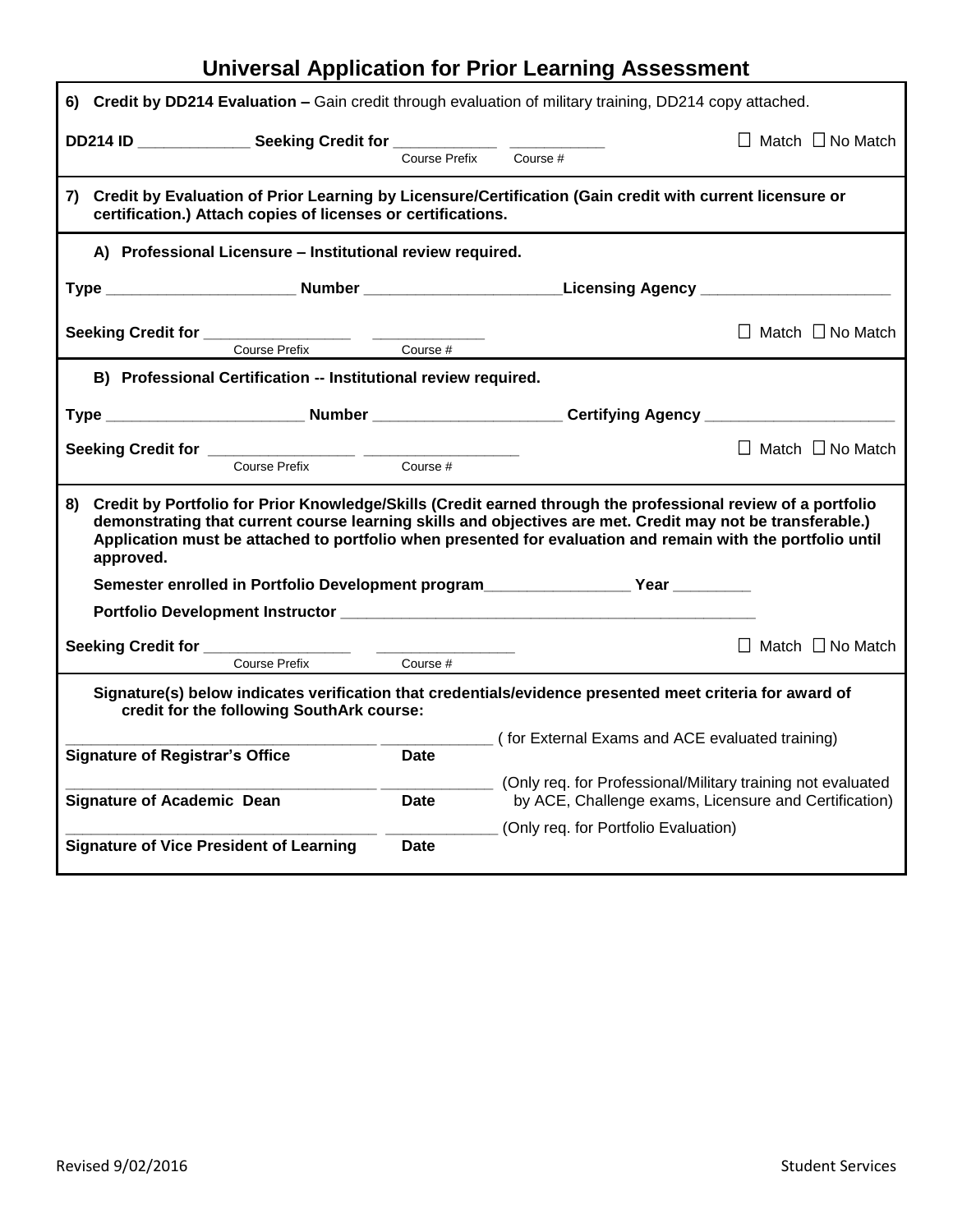# Universal Application for Prior Learning Assessment

**6) Credit by DD214 Evaluation –** Gain credit through evaluation of military training, DD214 copy attached.

**DD214 ID** _____________ **Seeking Credit for** ____________ ___________ ☐ Match ☐ No Match

Course Prefix Course #

**7) Credit by Evaluation of Prior Learning by Licensure/Certification (Gain credit with current licensure or certification.) Attach copies of licenses or certifications.**

**A) Professional Licensure – Institutional review required.**

**Type** ______________________ **Number** _______________________ **Licensing Agency** ______________________

**Seeking Credit for** _________________ _____________ ☐ Match ☐ No Match

Course Prefix Course #

**B) Professional Certification -- Institutional review required.**

**Type** ________________________ **Number** ______________________ **Certifying Agency** ______________________

**Seeking Credit for** _________________ _________________ ☐ Match ☐ No Match

Course Prefix Course #

**8) Credit by Portfolio for Prior Knowledge/Skills (Credit earned through the professional review of a portfolio demonstrating that current course learning skills and objectives are met. Credit may not be transferable.) Application must be attached to portfolio when presented for evaluation and remain with the portfolio until approved.**

**Semester enrolled in Portfolio Development program** _________________ **Year** _________

**Portfolio Development Instructor** _________________________________________________

**Seeking Credit for** _________________ ________________ ☐ Match ☐ No Match

Course Prefix Course #

**Signature(s) below indicates verification that credentials/evidence presented meet criteria for award of credit for the following SouthArk course:**

___________________________________ _____________ ( for External Exams and ACE evaluated training)

**Signature of Registrar's Office** **Date**

___________________________________ _____________ (Only req. for Professional/Military training not evaluated by ACE, Challenge exams, Licensure and Certification)

**Signature of Academic Dean** **Date**

___________________________________ _____________ (Only req. for Portfolio Evaluation)

**Signature of Vice President of Learning** **Date**

Revised 9/02/2016 Student Services